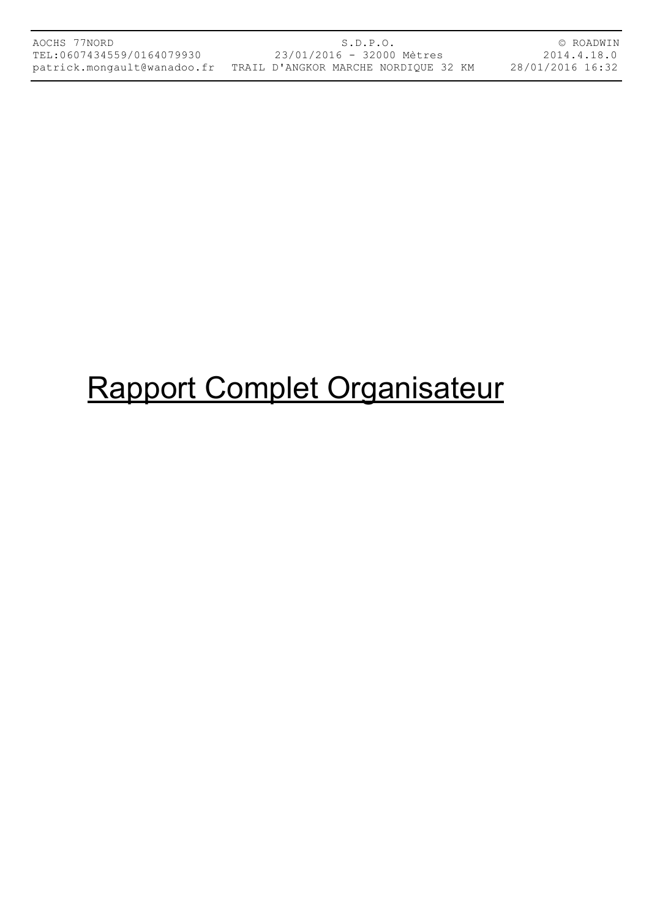# Rapport Complet Organisateur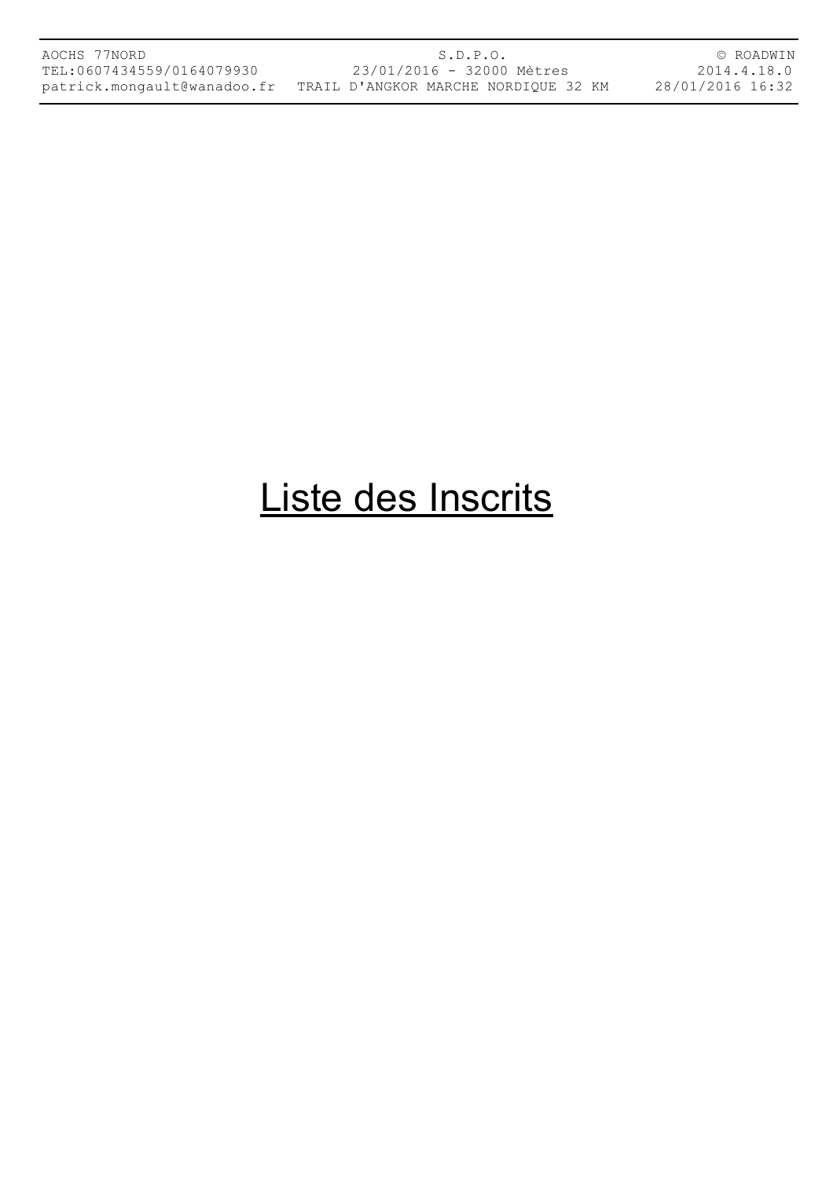# Liste des Inscrits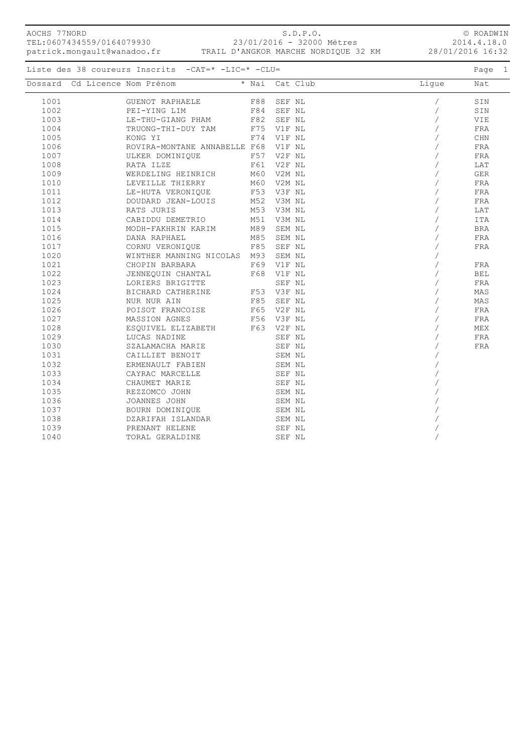AOCHS 77NORD
TEL:0607434559/0164079930
patrick.mongault@wanadoo.fr

S.D.P.O.
23/01/2016 - 32000 Mètres
TRAIL D'ANGKOR MARCHE NORDIQUE 32 KM

© ROADWIN
2014.4.18.0
28/01/2016 16:32

Liste des 38 coureurs Inscrits -CAT=* -LIC=* -CLU=

| Dossard | Cd Licence | Nom Prénom | * Nai | Cat | Club | Ligue | Nat |
|---|---|---|---|---|---|---|---|
| 1001 | | GUENOT RAPHAELE | F88 | SEF | NL | / | SIN |
| 1002 | | PEI-YING LIM | F84 | SEF | NL | / | SIN |
| 1003 | | LE-THU-GIANG PHAM | F82 | SEF | NL | / | VIE |
| 1004 | | TRUONG-THI-DUY TAM | F75 | V1F | NL | / | FRA |
| 1005 | | KONG YI | F74 | V1F | NL | / | CHN |
| 1006 | | ROVIRA-MONTANE ANNABELLE | F68 | V1F | NL | / | FRA |
| 1007 | | ULKER DOMINIQUE | F57 | V2F | NL | / | FRA |
| 1008 | | RATA ILZE | F61 | V2F | NL | / | LAT |
| 1009 | | WERDELING HEINRICH | M60 | V2M | NL | / | GER |
| 1010 | | LEVEILLE THIERRY | M60 | V2M | NL | / | FRA |
| 1011 | | LE-HUTA VERONIQUE | F53 | V3F | NL | / | FRA |
| 1012 | | DOUDARD JEAN-LOUIS | M52 | V3M | NL | / | FRA |
| 1013 | | RATS JURIS | M53 | V3M | NL | / | LAT |
| 1014 | | CABIDDU DEMETRIO | M51 | V3M | NL | / | ITA |
| 1015 | | MODH-FAKHRIN KARIM | M89 | SEM | NL | / | BRA |
| 1016 | | DANA RAPHAEL | M85 | SEM | NL | / | FRA |
| 1017 | | CORNU VERONIQUE | F85 | SEF | NL | / | FRA |
| 1020 | | WINTHER MANNING NICOLAS | M93 | SEM | NL | / | |
| 1021 | | CHOPIN BARBARA | F69 | V1F | NL | / | FRA |
| 1022 | | JENNEQUIN CHANTAL | F68 | V1F | NL | / | BEL |
| 1023 | | LORIERS BRIGITTE | | SEF | NL | / | FRA |
| 1024 | | BICHARD CATHERINE | F53 | V3F | NL | / | MAS |
| 1025 | | NUR NUR AIN | F85 | SEF | NL | / | MAS |
| 1026 | | POISOT FRANCOISE | F65 | V2F | NL | / | FRA |
| 1027 | | MASSION AGNES | F56 | V3F | NL | / | FRA |
| 1028 | | ESQUIVEL ELIZABETH | F63 | V2F | NL | / | MEX |
| 1029 | | LUCAS NADINE | | SEF | NL | / | FRA |
| 1030 | | SZALAMACHA MARIE | | SEF | NL | / | FRA |
| 1031 | | CAILLIET BENOIT | | SEM | NL | / | |
| 1032 | | ERMENAULT FABIEN | | SEM | NL | / | |
| 1033 | | CAYRAC MARCELLE | | SEF | NL | / | |
| 1034 | | CHAUMET MARIE | | SEF | NL | / | |
| 1035 | | REZZOMCO JOHN | | SEM | NL | / | |
| 1036 | | JOANNES JOHN | | SEM | NL | / | |
| 1037 | | BOURN DOMINIQUE | | SEM | NL | / | |
| 1038 | | DZARIFAH ISLANDAR | | SEM | NL | / | |
| 1039 | | PRENANT HELENE | | SEF | NL | / | |
| 1040 | | TORAL GERALDINE | | SEF | NL | / | |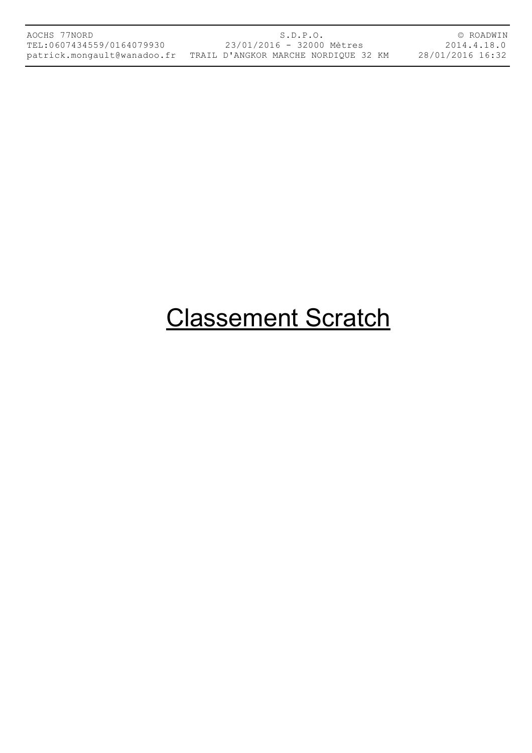# Classement Scratch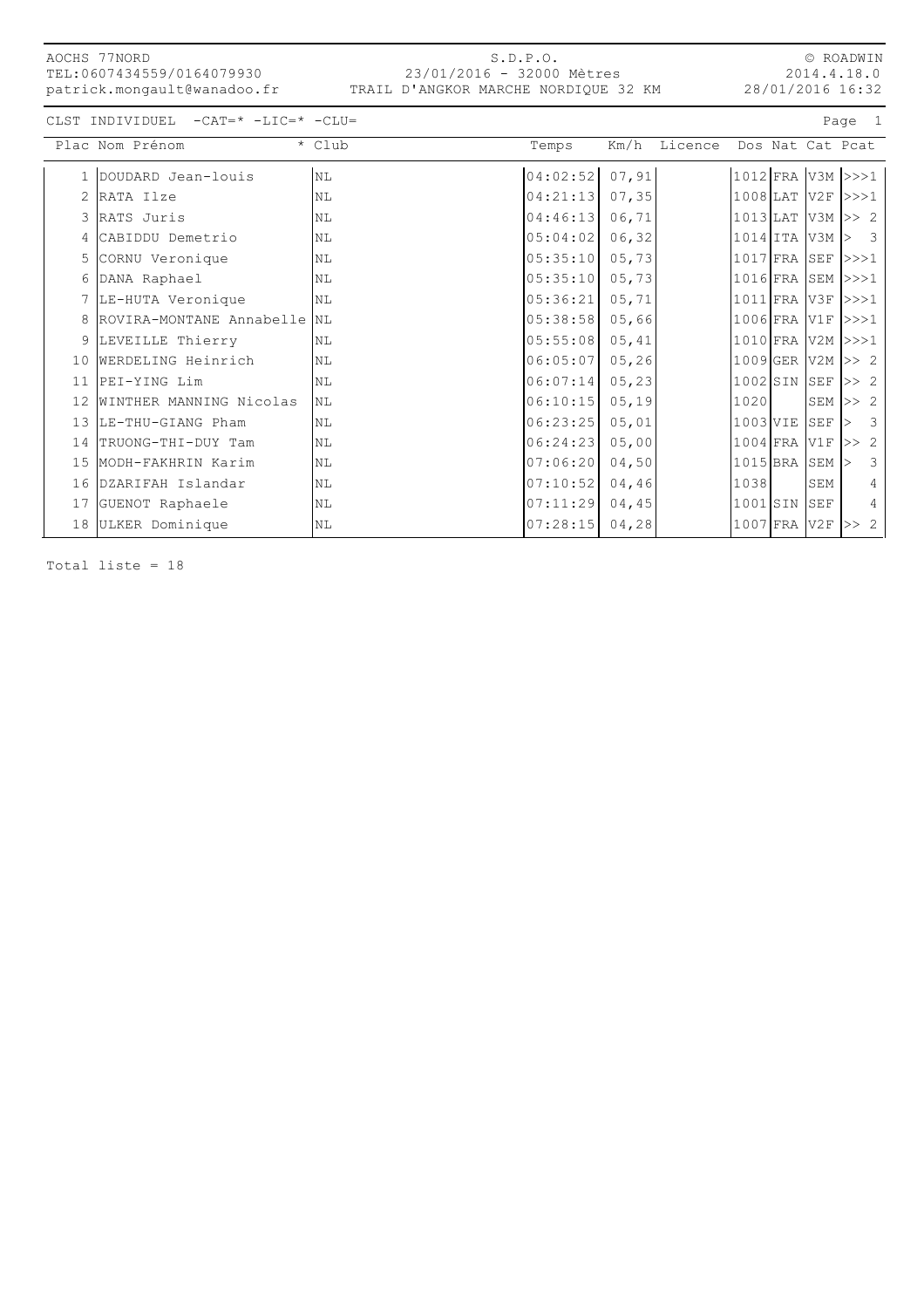AOCHS 77NORD
TEL:0607434559/0164079930
patrick.mongault@wanadoo.fr

S.D.P.O.
23/01/2016 - 32000 Mètres
TRAIL D'ANGKOR MARCHE NORDIQUE 32 KM

© ROADWIN
2014.4.18.0
28/01/2016 16:32

CLST INDIVIDUEL -CAT=* -LIC=* -CLU=

| Plac | Nom Prénom | * Club | Temps | Km/h | Licence | Dos | Nat | Cat | Pcat |
|---|---|---|---|---|---|---|---|---|---|
| 1 | DOUDARD Jean-louis | NL | 04:02:52 | 07,91 | | 1012 | FRA | V3M | >>>1 |
| 2 | RATA Ilze | NL | 04:21:13 | 07,35 | | 1008 | LAT | V2F | >>>1 |
| 3 | RATS Juris | NL | 04:46:13 | 06,71 | | 1013 | LAT | V3M | >> 2 |
| 4 | CABIDDU Demetrio | NL | 05:04:02 | 06,32 | | 1014 | ITA | V3M | > 3 |
| 5 | CORNU Veronique | NL | 05:35:10 | 05,73 | | 1017 | FRA | SEF | >>>1 |
| 6 | DANA Raphael | NL | 05:35:10 | 05,73 | | 1016 | FRA | SEM | >>>1 |
| 7 | LE-HUTA Veronique | NL | 05:36:21 | 05,71 | | 1011 | FRA | V3F | >>>1 |
| 8 | ROVIRA-MONTANE Annabelle | NL | 05:38:58 | 05,66 | | 1006 | FRA | V1F | >>>1 |
| 9 | LEVEILLE Thierry | NL | 05:55:08 | 05,41 | | 1010 | FRA | V2M | >>>1 |
| 10 | WERDELING Heinrich | NL | 06:05:07 | 05,26 | | 1009 | GER | V2M | >> 2 |
| 11 | PEI-YING Lim | NL | 06:07:14 | 05,23 | | 1002 | SIN | SEF | >> 2 |
| 12 | WINTHER MANNING Nicolas | NL | 06:10:15 | 05,19 | | 1020 | | SEM | >> 2 |
| 13 | LE-THU-GIANG Pham | NL | 06:23:25 | 05,01 | | 1003 | VIE | SEF | > 3 |
| 14 | TRUONG-THI-DUY Tam | NL | 06:24:23 | 05,00 | | 1004 | FRA | V1F | >> 2 |
| 15 | MODH-FAKHRIN Karim | NL | 07:06:20 | 04,50 | | 1015 | BRA | SEM | > 3 |
| 16 | DZARIFAH Islandar | NL | 07:10:52 | 04,46 | | 1038 | | SEM | 4 |
| 17 | GUENOT Raphaele | NL | 07:11:29 | 04,45 | | 1001 | SIN | SEF | 4 |
| 18 | ULKER Dominique | NL | 07:28:15 | 04,28 | | 1007 | FRA | V2F | >> 2 |

Total liste = 18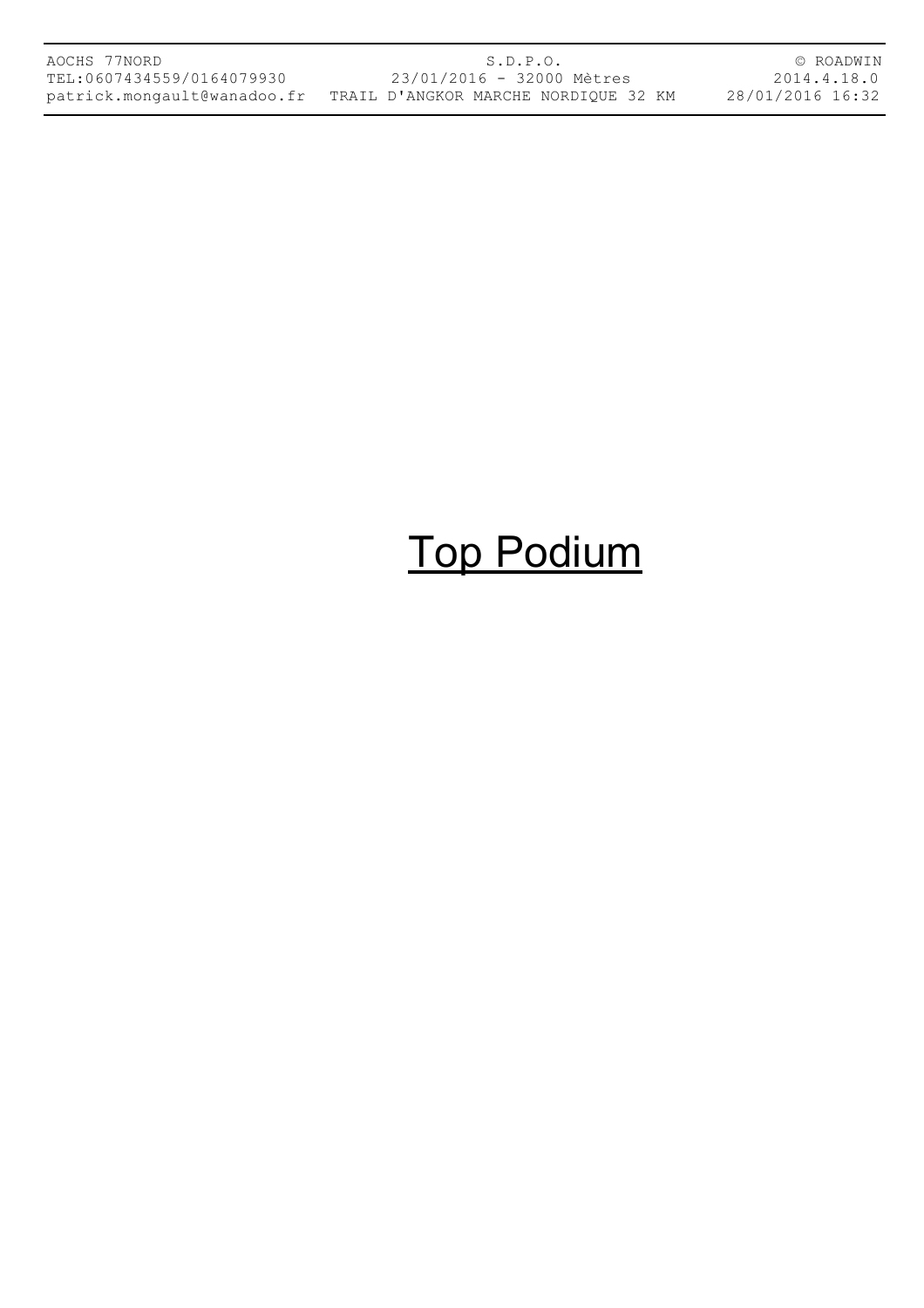# Top Podium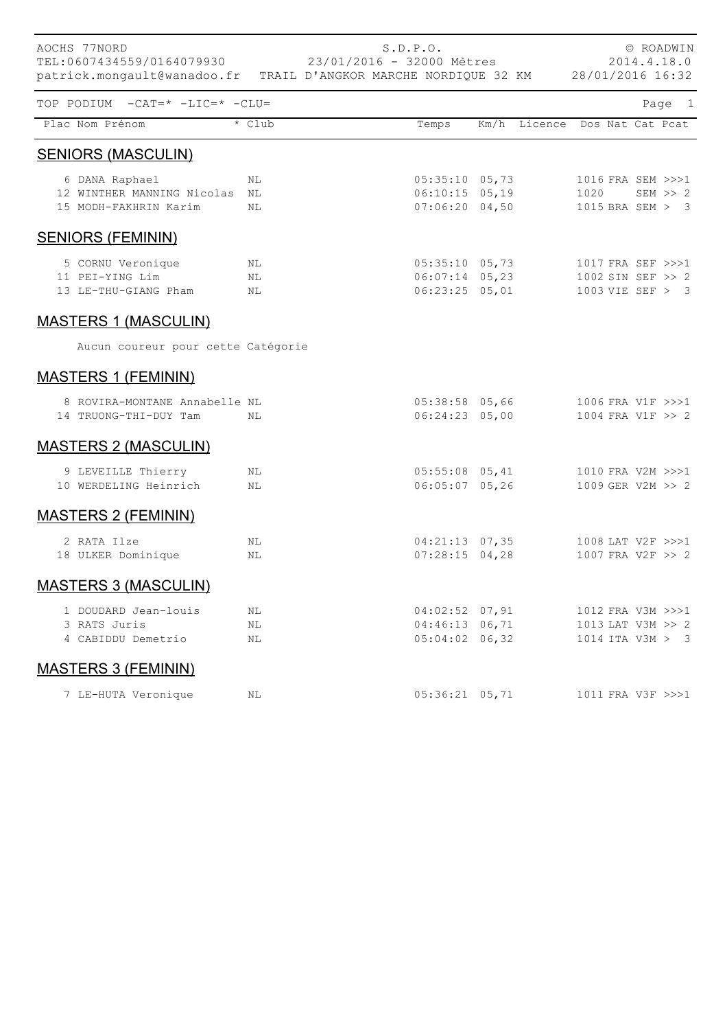AOCHS 77NORD
TEL:0607434559/0164079930
patrick.mongault@wanadoo.fr

S.D.P.O.
23/01/2016 - 32000 Mètres
TRAIL D'ANGKOR MARCHE NORDIQUE 32 KM

© ROADWIN
2014.4.18.0
28/01/2016 16:32

TOP PODIUM -CAT=* -LIC=* -CLU=

## SENIORS (MASCULIN)

| Plac | Nom Prénom | * Club | Temps | Km/h | Licence | Dos | Nat | Cat | Pcat |
|---|---|---|---|---|---|---|---|---|---|
| 6 | DANA Raphael | NL | 05:35:10 | 05,73 | | 1016 | FRA | SEM | >>>1 |
| 12 | WINTHER MANNING Nicolas | NL | 06:10:15 | 05,19 | | 1020 | | SEM | >> 2 |
| 15 | MODH-FAKHRIN Karim | NL | 07:06:20 | 04,50 | | 1015 | BRA | SEM | > 3 |

## SENIORS (FEMININ)

| Plac | Nom Prénom | * Club | Temps | Km/h | Licence | Dos | Nat | Cat | Pcat |
|---|---|---|---|---|---|---|---|---|---|
| 5 | CORNU Veronique | NL | 05:35:10 | 05,73 | | 1017 | FRA | SEF | >>>1 |
| 11 | PEI-YING Lim | NL | 06:07:14 | 05,23 | | 1002 | SIN | SEF | >> 2 |
| 13 | LE-THU-GIANG Pham | NL | 06:23:25 | 05,01 | | 1003 | VIE | SEF | > 3 |

## MASTERS 1 (MASCULIN)

Aucun coureur pour cette Catégorie

## MASTERS 1 (FEMININ)

| Plac | Nom Prénom | * Club | Temps | Km/h | Licence | Dos | Nat | Cat | Pcat |
|---|---|---|---|---|---|---|---|---|---|
| 8 | ROVIRA-MONTANE Annabelle | NL | 05:38:58 | 05,66 | | 1006 | FRA | V1F | >>>1 |
| 14 | TRUONG-THI-DUY Tam | NL | 06:24:23 | 05,00 | | 1004 | FRA | V1F | >> 2 |

## MASTERS 2 (MASCULIN)

| Plac | Nom Prénom | * Club | Temps | Km/h | Licence | Dos | Nat | Cat | Pcat |
|---|---|---|---|---|---|---|---|---|---|
| 9 | LEVEILLE Thierry | NL | 05:55:08 | 05,41 | | 1010 | FRA | V2M | >>>1 |
| 10 | WERDELING Heinrich | NL | 06:05:07 | 05,26 | | 1009 | GER | V2M | >> 2 |

## MASTERS 2 (FEMININ)

| Plac | Nom Prénom | * Club | Temps | Km/h | Licence | Dos | Nat | Cat | Pcat |
|---|---|---|---|---|---|---|---|---|---|
| 2 | RATA Ilze | NL | 04:21:13 | 07,35 | | 1008 | LAT | V2F | >>>1 |
| 18 | ULKER Dominique | NL | 07:28:15 | 04,28 | | 1007 | FRA | V2F | >> 2 |

## MASTERS 3 (MASCULIN)

| Plac | Nom Prénom | * Club | Temps | Km/h | Licence | Dos | Nat | Cat | Pcat |
|---|---|---|---|---|---|---|---|---|---|
| 1 | DOUDARD Jean-louis | NL | 04:02:52 | 07,91 | | 1012 | FRA | V3M | >>>1 |
| 3 | RATS Juris | NL | 04:46:13 | 06,71 | | 1013 | LAT | V3M | >> 2 |
| 4 | CABIDDU Demetrio | NL | 05:04:02 | 06,32 | | 1014 | ITA | V3M | > 3 |

## MASTERS 3 (FEMININ)

| Plac | Nom Prénom | * Club | Temps | Km/h | Licence | Dos | Nat | Cat | Pcat |
|---|---|---|---|---|---|---|---|---|---|
| 7 | LE-HUTA Veronique | NL | 05:36:21 | 05,71 | | 1011 | FRA | V3F | >>>1 |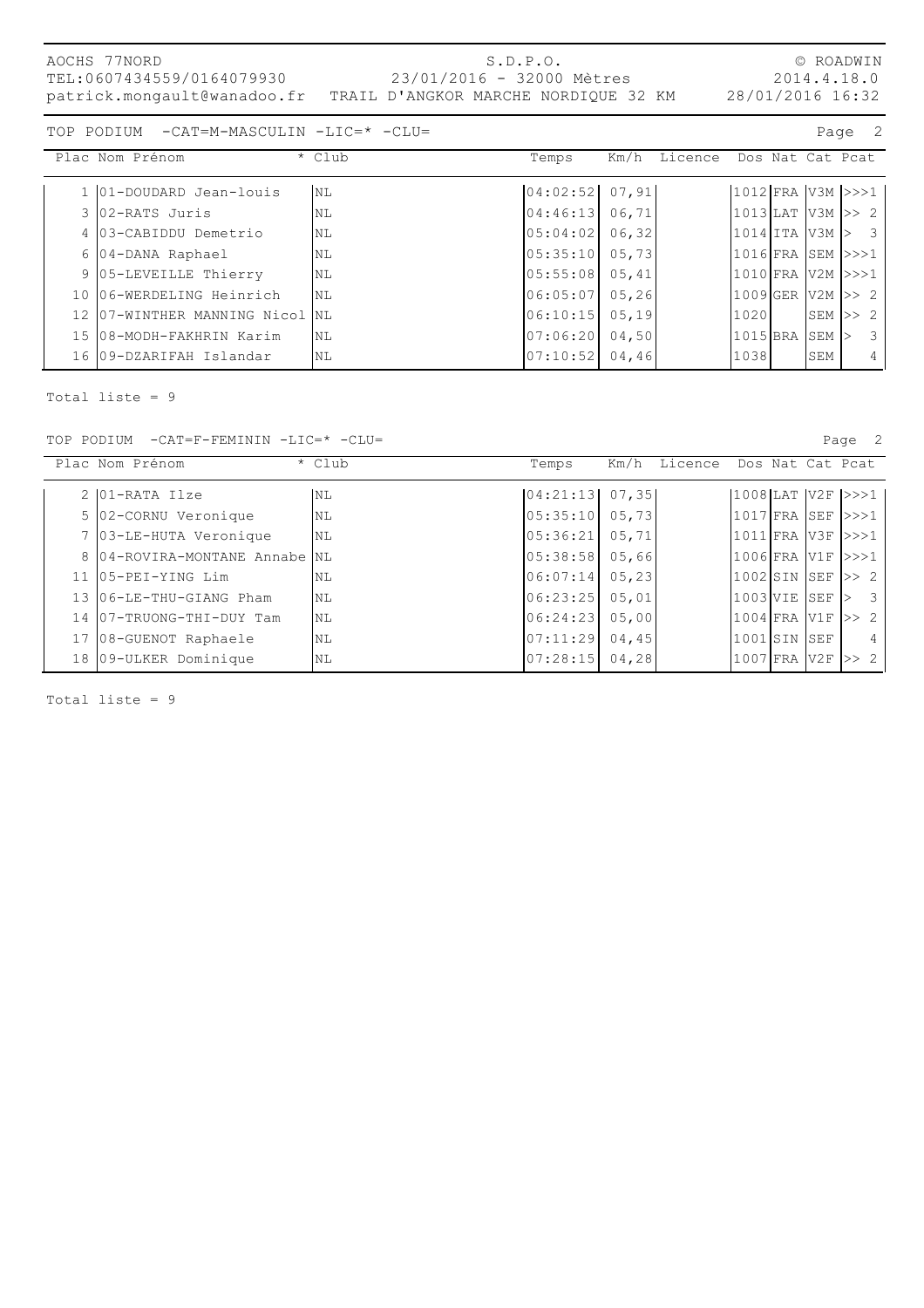AOCHS 77NORD
TEL:0607434559/0164079930
patrick.mongault@wanadoo.fr

S.D.P.O.
23/01/2016 - 32000 Mètres
TRAIL D'ANGKOR MARCHE NORDIQUE 32 KM

© ROADWIN
2014.4.18.0
28/01/2016 16:32

TOP PODIUM -CAT=M-MASCULIN -LIC=* -CLU=

| Plac | Nom Prénom | * Club | Temps | Km/h | Licence | Dos | Nat | Cat | Pcat |
|---|---|---|---|---|---|---|---|---|---|
| 1 | 01-DOUDARD Jean-louis | NL | 04:02:52 | 07,91 | | 1012 | FRA | V3M | >>>1 |
| 3 | 02-RATS Juris | NL | 04:46:13 | 06,71 | | 1013 | LAT | V3M | >> 2 |
| 4 | 03-CABIDDU Demetrio | NL | 05:04:02 | 06,32 | | 1014 | ITA | V3M | > 3 |
| 6 | 04-DANA Raphael | NL | 05:35:10 | 05,73 | | 1016 | FRA | SEM | >>>1 |
| 9 | 05-LEVEILLE Thierry | NL | 05:55:08 | 05,41 | | 1010 | FRA | V2M | >>>1 |
| 10 | 06-WERDELING Heinrich | NL | 06:05:07 | 05,26 | | 1009 | GER | V2M | >> 2 |
| 12 | 07-WINTHER MANNING Nicol | NL | 06:10:15 | 05,19 | | 1020 | | SEM | >> 2 |
| 15 | 08-MODH-FAKHRIN Karim | NL | 07:06:20 | 04,50 | | 1015 | BRA | SEM | > 3 |
| 16 | 09-DZARIFAH Islandar | NL | 07:10:52 | 04,46 | | 1038 | | SEM | 4 |

Total liste = 9

TOP PODIUM -CAT=F-FEMININ -LIC=* -CLU=

| Plac | Nom Prénom | * Club | Temps | Km/h | Licence | Dos | Nat | Cat | Pcat |
|---|---|---|---|---|---|---|---|---|---|
| 2 | 01-RATA Ilze | NL | 04:21:13 | 07,35 | | 1008 | LAT | V2F | >>>1 |
| 5 | 02-CORNU Veronique | NL | 05:35:10 | 05,73 | | 1017 | FRA | SEF | >>>1 |
| 7 | 03-LE-HUTA Veronique | NL | 05:36:21 | 05,71 | | 1011 | FRA | V3F | >>>1 |
| 8 | 04-ROVIRA-MONTANE Annabe | NL | 05:38:58 | 05,66 | | 1006 | FRA | V1F | >>>1 |
| 11 | 05-PEI-YING Lim | NL | 06:07:14 | 05,23 | | 1002 | SIN | SEF | >> 2 |
| 13 | 06-LE-THU-GIANG Pham | NL | 06:23:25 | 05,01 | | 1003 | VIE | SEF | > 3 |
| 14 | 07-TRUONG-THI-DUY Tam | NL | 06:24:23 | 05,00 | | 1004 | FRA | V1F | >> 2 |
| 17 | 08-GUENOT Raphaele | NL | 07:11:29 | 04,45 | | 1001 | SIN | SEF | 4 |
| 18 | 09-ULKER Dominique | NL | 07:28:15 | 04,28 | | 1007 | FRA | V2F | >> 2 |

Total liste = 9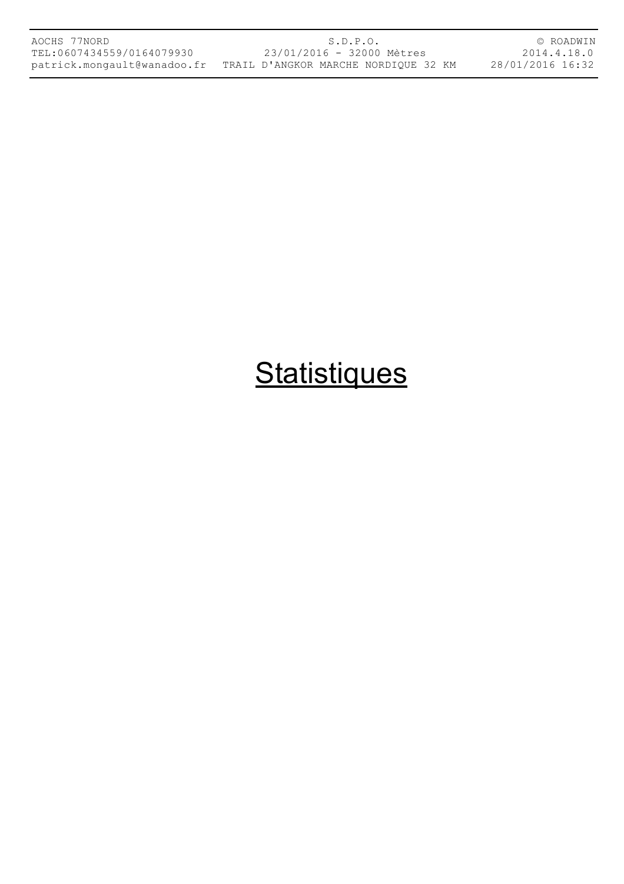# Statistiques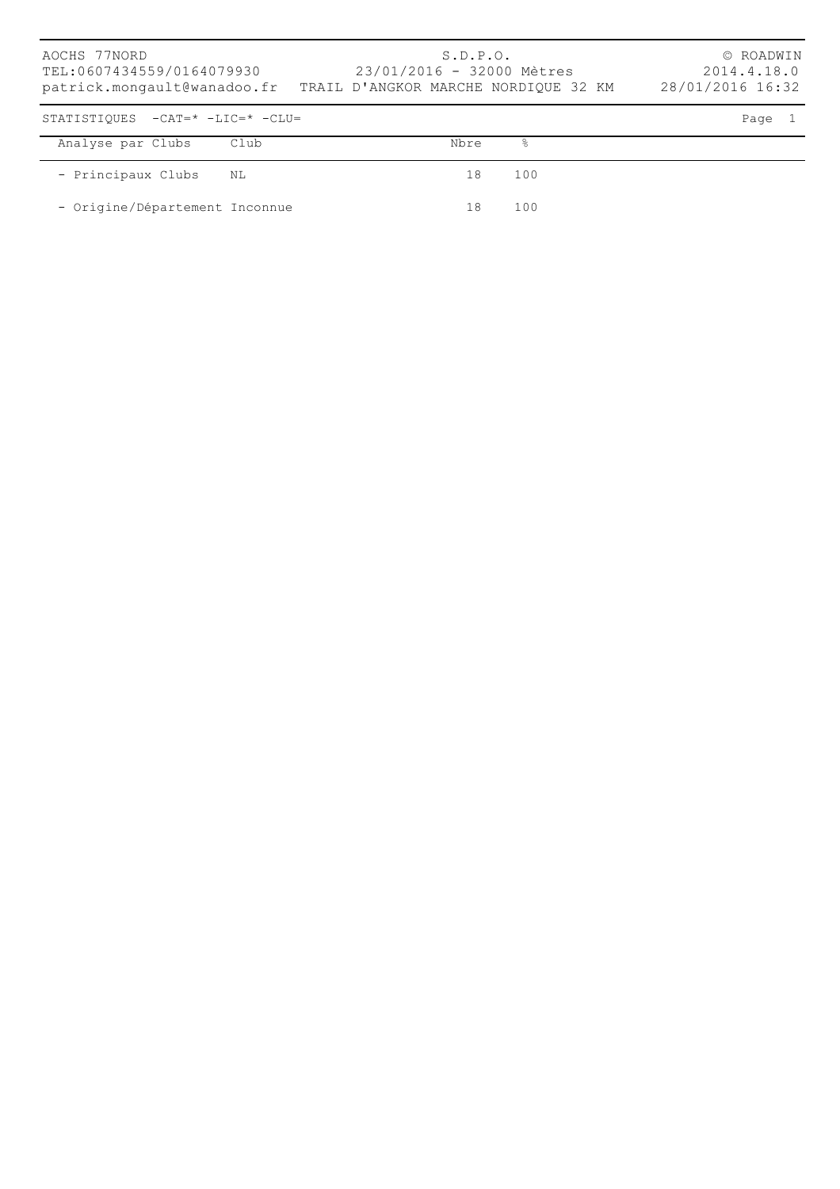AOCHS 77NORD
TEL:0607434559/0164079930
patrick.mongault@wanadoo.fr

S.D.P.O.
23/01/2016 - 32000 Mètres
TRAIL D'ANGKOR MARCHE NORDIQUE 32 KM

© ROADWIN
2014.4.18.0
28/01/2016 16:32

STATISTIQUES -CAT=* -LIC=* -CLU=

| Analyse par Clubs | Club | Nbre | % |
|---|---|---|---|
| - Principaux Clubs | NL | 18 | 100 |
| - Origine/Département Inconnue | | 18 | 100 |